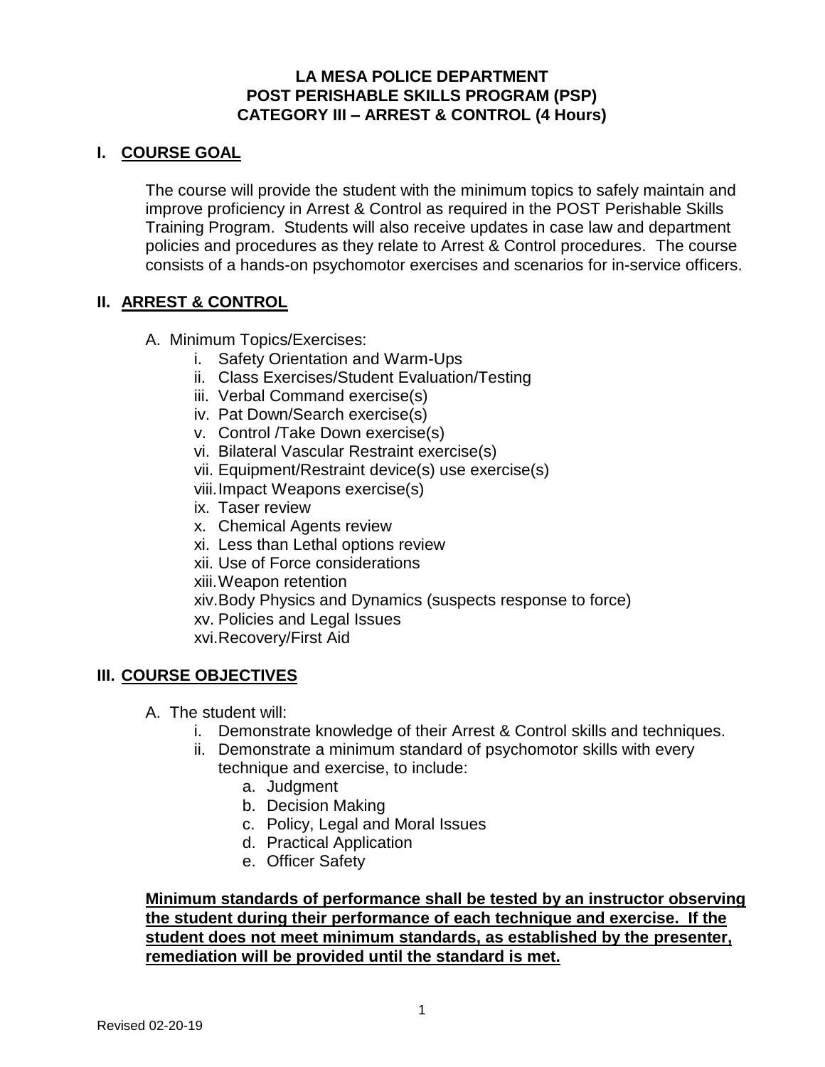# LA MESA POLICE DEPARTMENT
# POST PERISHABLE SKILLS PROGRAM (PSP)
# CATEGORY III – ARREST & CONTROL (4 Hours)

## I. COURSE GOAL

The course will provide the student with the minimum topics to safely maintain and improve proficiency in Arrest & Control as required in the POST Perishable Skills Training Program. Students will also receive updates in case law and department policies and procedures as they relate to Arrest & Control procedures. The course consists of a hands-on psychomotor exercises and scenarios for in-service officers.

## II. ARREST & CONTROL

A. Minimum Topics/Exercises:

i. Safety Orientation and Warm-Ups
ii. Class Exercises/Student Evaluation/Testing
iii. Verbal Command exercise(s)
iv. Pat Down/Search exercise(s)
v. Control /Take Down exercise(s)
vi. Bilateral Vascular Restraint exercise(s)
vii. Equipment/Restraint device(s) use exercise(s)
viii. Impact Weapons exercise(s)
ix. Taser review
x. Chemical Agents review
xi. Less than Lethal options review
xii. Use of Force considerations
xiii. Weapon retention
xiv. Body Physics and Dynamics (suspects response to force)
xv. Policies and Legal Issues
xvi. Recovery/First Aid

## III. COURSE OBJECTIVES

A. The student will:

i. Demonstrate knowledge of their Arrest & Control skills and techniques.
ii. Demonstrate a minimum standard of psychomotor skills with every technique and exercise, to include:
   - a. Judgment
   - b. Decision Making
   - c. Policy, Legal and Moral Issues
   - d. Practical Application
   - e. Officer Safety

**Minimum standards of performance shall be tested by an instructor observing the student during their performance of each technique and exercise. If the student does not meet minimum standards, as established by the presenter, remediation will be provided until the standard is met.**

Revised 02-20-19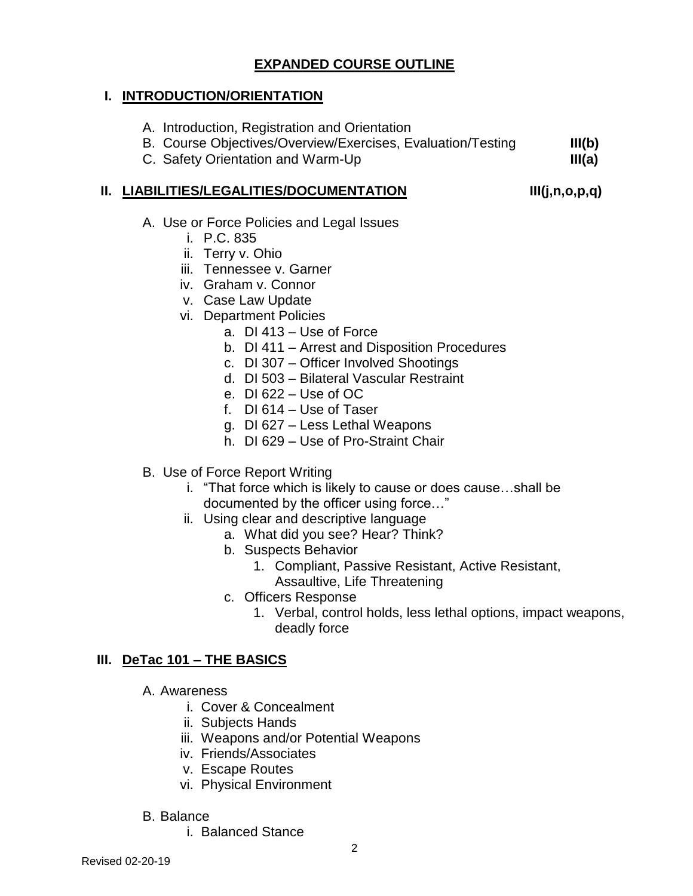# EXPANDED COURSE OUTLINE

## I. INTRODUCTION/ORIENTATION

A. Introduction, Registration and Orientation
B. Course Objectives/Overview/Exercises, Evaluation/Testing **III(b)**
C. Safety Orientation and Warm-Up **III(a)**

## II. LIABILITIES/LEGALITIES/DOCUMENTATION **III(j,n,o,p,q)**

A. Use or Force Policies and Legal Issues
  i. P.C. 835
  ii. Terry v. Ohio
  iii. Tennessee v. Garner
  iv. Graham v. Connor
  v. Case Law Update
  vi. Department Policies
    a. DI 413 – Use of Force
    b. DI 411 – Arrest and Disposition Procedures
    c. DI 307 – Officer Involved Shootings
    d. DI 503 – Bilateral Vascular Restraint
    e. DI 622 – Use of OC
    f. DI 614 – Use of Taser
    g. DI 627 – Less Lethal Weapons
    h. DI 629 – Use of Pro-Straint Chair

B. Use of Force Report Writing
  i. "That force which is likely to cause or does cause…shall be documented by the officer using force…"
  ii. Using clear and descriptive language
    a. What did you see? Hear? Think?
    b. Suspects Behavior
      1. Compliant, Passive Resistant, Active Resistant, Assaultive, Life Threatening
    c. Officers Response
      1. Verbal, control holds, less lethal options, impact weapons, deadly force

## III. DeTac 101 – THE BASICS

A. Awareness
  i. Cover & Concealment
  ii. Subjects Hands
  iii. Weapons and/or Potential Weapons
  iv. Friends/Associates
  v. Escape Routes
  vi. Physical Environment

B. Balance
  i. Balanced Stance

Revised 02-20-19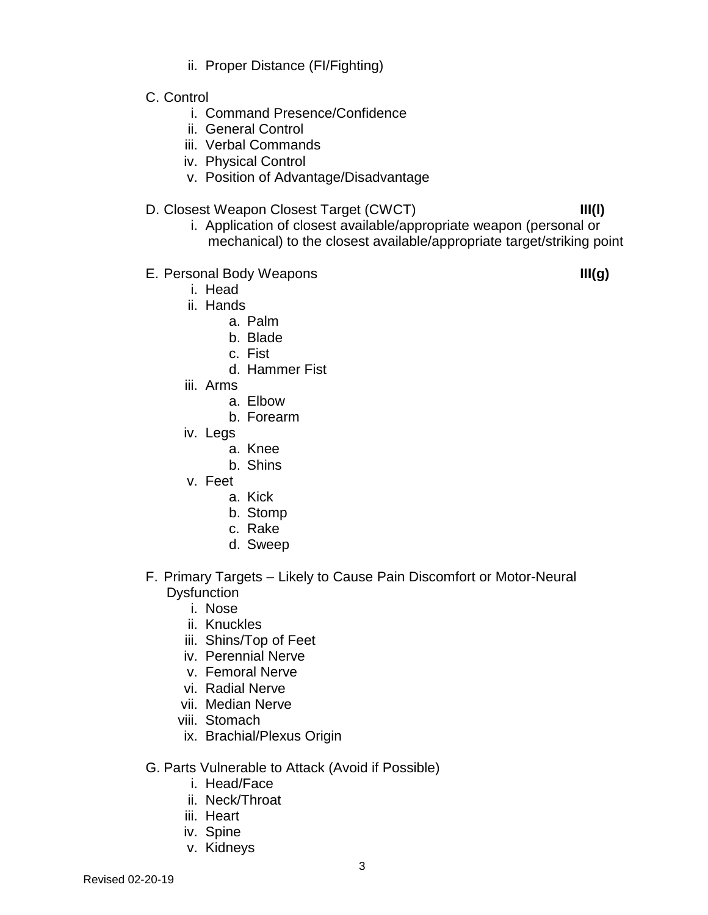ii. Proper Distance (FI/Fighting)

C. Control
   i. Command Presence/Confidence
   ii. General Control
   iii. Verbal Commands
   iv. Physical Control
   v. Position of Advantage/Disadvantage

D. Closest Weapon Closest Target (CWCT) **III(l)**
   i. Application of closest available/appropriate weapon (personal or mechanical) to the closest available/appropriate target/striking point

E. Personal Body Weapons **III(g)**
   i. Head
   ii. Hands
      a. Palm
      b. Blade
      c. Fist
      d. Hammer Fist
   iii. Arms
      a. Elbow
      b. Forearm
   iv. Legs
      a. Knee
      b. Shins
   v. Feet
      a. Kick
      b. Stomp
      c. Rake
      d. Sweep

F. Primary Targets – Likely to Cause Pain Discomfort or Motor-Neural Dysfunction
   i. Nose
   ii. Knuckles
   iii. Shins/Top of Feet
   iv. Perennial Nerve
   v. Femoral Nerve
   vi. Radial Nerve
   vii. Median Nerve
   viii. Stomach
   ix. Brachial/Plexus Origin

G. Parts Vulnerable to Attack (Avoid if Possible)
   i. Head/Face
   ii. Neck/Throat
   iii. Heart
   iv. Spine
   v. Kidneys

Revised 02-20-19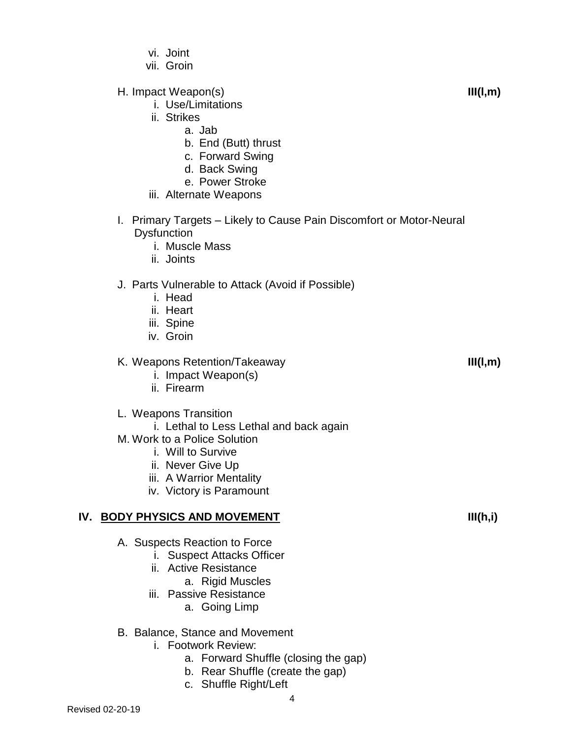vi. Joint
   vii. Groin

H. Impact Weapon(s) **III(l,m)**
   i. Use/Limitations
   ii. Strikes
      a. Jab
      b. End (Butt) thrust
      c. Forward Swing
      d. Back Swing
      e. Power Stroke
   iii. Alternate Weapons

I. Primary Targets – Likely to Cause Pain Discomfort or Motor-Neural Dysfunction
   i. Muscle Mass
   ii. Joints

J. Parts Vulnerable to Attack (Avoid if Possible)
   i. Head
   ii. Heart
   iii. Spine
   iv. Groin

K. Weapons Retention/Takeaway **III(l,m)**
   i. Impact Weapon(s)
   ii. Firearm

L. Weapons Transition
   i. Lethal to Less Lethal and back again

M. Work to a Police Solution
   i. Will to Survive
   ii. Never Give Up
   iii. A Warrior Mentality
   iv. Victory is Paramount

## IV. <u>BODY PHYSICS AND MOVEMENT</u> **III(h,i)**

A. Suspects Reaction to Force
   i. Suspect Attacks Officer
   ii. Active Resistance
      a. Rigid Muscles
   iii. Passive Resistance
      a. Going Limp

B. Balance, Stance and Movement
   i. Footwork Review:
      a. Forward Shuffle (closing the gap)
      b. Rear Shuffle (create the gap)
      c. Shuffle Right/Left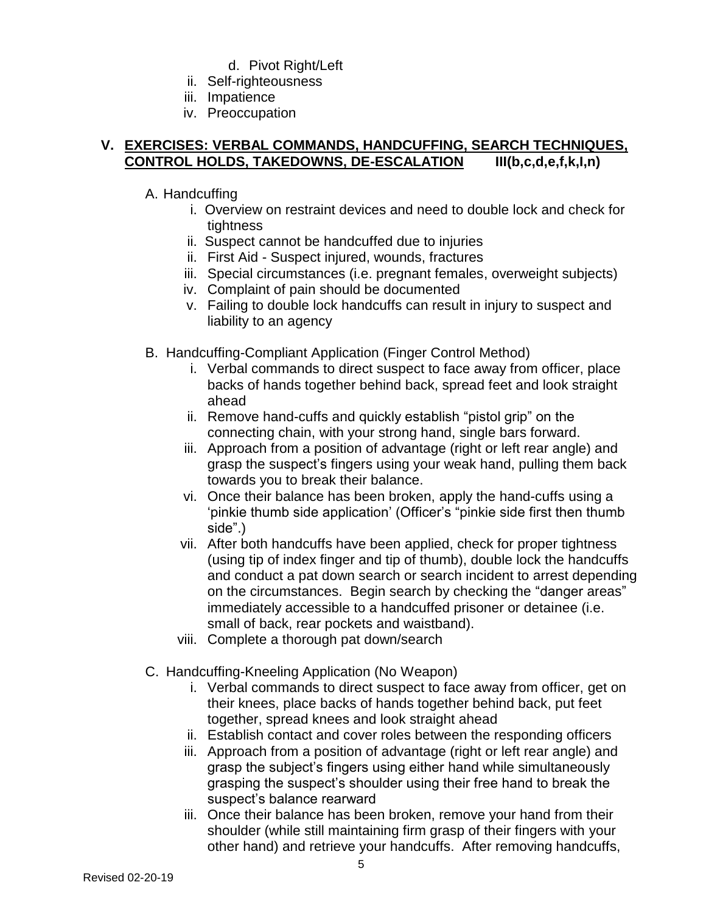d. Pivot Right/Left

ii. Self-righteousness

iii. Impatience

iv. Preoccupation

## V. EXERCISES: VERBAL COMMANDS, HANDCUFFING, SEARCH TECHNIQUES, CONTROL HOLDS, TAKEDOWNS, DE-ESCALATION III(b,c,d,e,f,k,l,n)

A. Handcuffing

i. Overview on restraint devices and need to double lock and check for tightness

ii. Suspect cannot be handcuffed due to injuries

ii. First Aid - Suspect injured, wounds, fractures

iii. Special circumstances (i.e. pregnant females, overweight subjects)

iv. Complaint of pain should be documented

v. Failing to double lock handcuffs can result in injury to suspect and liability to an agency

B. Handcuffing-Compliant Application (Finger Control Method)

i. Verbal commands to direct suspect to face away from officer, place backs of hands together behind back, spread feet and look straight ahead

ii. Remove hand-cuffs and quickly establish "pistol grip" on the connecting chain, with your strong hand, single bars forward.

iii. Approach from a position of advantage (right or left rear angle) and grasp the suspect's fingers using your weak hand, pulling them back towards you to break their balance.

vi. Once their balance has been broken, apply the hand-cuffs using a 'pinkie thumb side application' (Officer's "pinkie side first then thumb side".)

vii. After both handcuffs have been applied, check for proper tightness (using tip of index finger and tip of thumb), double lock the handcuffs and conduct a pat down search or search incident to arrest depending on the circumstances. Begin search by checking the "danger areas" immediately accessible to a handcuffed prisoner or detainee (i.e. small of back, rear pockets and waistband).

viii. Complete a thorough pat down/search

C. Handcuffing-Kneeling Application (No Weapon)

i. Verbal commands to direct suspect to face away from officer, get on their knees, place backs of hands together behind back, put feet together, spread knees and look straight ahead

ii. Establish contact and cover roles between the responding officers

iii. Approach from a position of advantage (right or left rear angle) and grasp the subject's fingers using either hand while simultaneously grasping the suspect's shoulder using their free hand to break the suspect's balance rearward

iii. Once their balance has been broken, remove your hand from their shoulder (while still maintaining firm grasp of their fingers with your other hand) and retrieve your handcuffs. After removing handcuffs,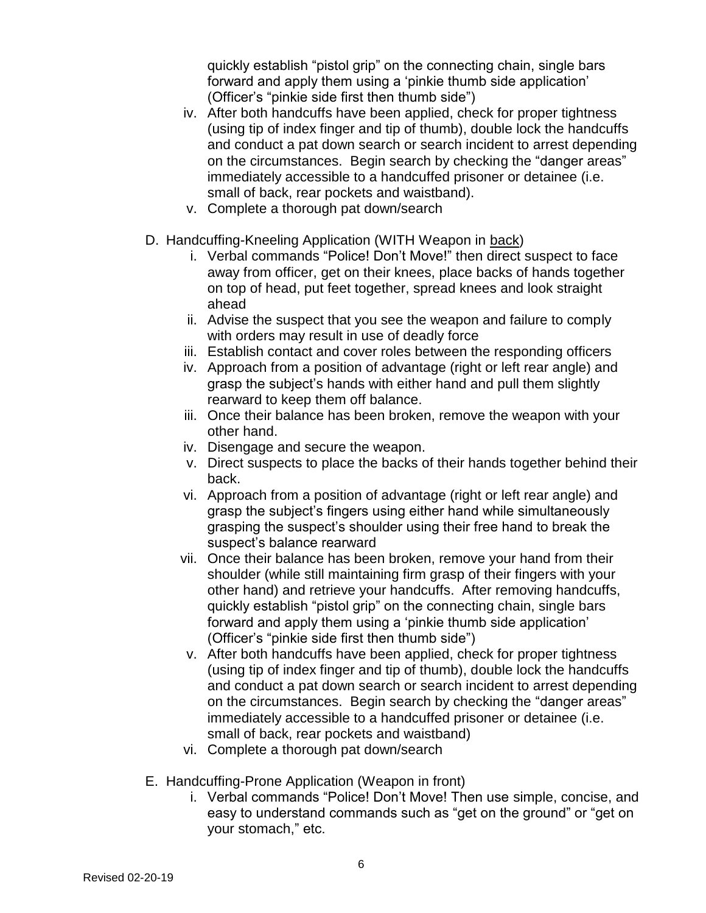quickly establish "pistol grip" on the connecting chain, single bars forward and apply them using a 'pinkie thumb side application' (Officer's "pinkie side first then thumb side")

iv. After both handcuffs have been applied, check for proper tightness (using tip of index finger and tip of thumb), double lock the handcuffs and conduct a pat down search or search incident to arrest depending on the circumstances. Begin search by checking the "danger areas" immediately accessible to a handcuffed prisoner or detainee (i.e. small of back, rear pockets and waistband).

v. Complete a thorough pat down/search

D. Handcuffing-Kneeling Application (WITH Weapon in <u>back</u>)

i. Verbal commands "Police! Don't Move!" then direct suspect to face away from officer, get on their knees, place backs of hands together on top of head, put feet together, spread knees and look straight ahead

ii. Advise the suspect that you see the weapon and failure to comply with orders may result in use of deadly force

iii. Establish contact and cover roles between the responding officers

iv. Approach from a position of advantage (right or left rear angle) and grasp the subject's hands with either hand and pull them slightly rearward to keep them off balance.

iii. Once their balance has been broken, remove the weapon with your other hand.

iv. Disengage and secure the weapon.

v. Direct suspects to place the backs of their hands together behind their back.

vi. Approach from a position of advantage (right or left rear angle) and grasp the subject's fingers using either hand while simultaneously grasping the suspect's shoulder using their free hand to break the suspect's balance rearward

vii. Once their balance has been broken, remove your hand from their shoulder (while still maintaining firm grasp of their fingers with your other hand) and retrieve your handcuffs. After removing handcuffs, quickly establish "pistol grip" on the connecting chain, single bars forward and apply them using a 'pinkie thumb side application' (Officer's "pinkie side first then thumb side")

v. After both handcuffs have been applied, check for proper tightness (using tip of index finger and tip of thumb), double lock the handcuffs and conduct a pat down search or search incident to arrest depending on the circumstances. Begin search by checking the "danger areas" immediately accessible to a handcuffed prisoner or detainee (i.e. small of back, rear pockets and waistband)

vi. Complete a thorough pat down/search

E. Handcuffing-Prone Application (Weapon in front)

i. Verbal commands "Police! Don't Move! Then use simple, concise, and easy to understand commands such as "get on the ground" or "get on your stomach," etc.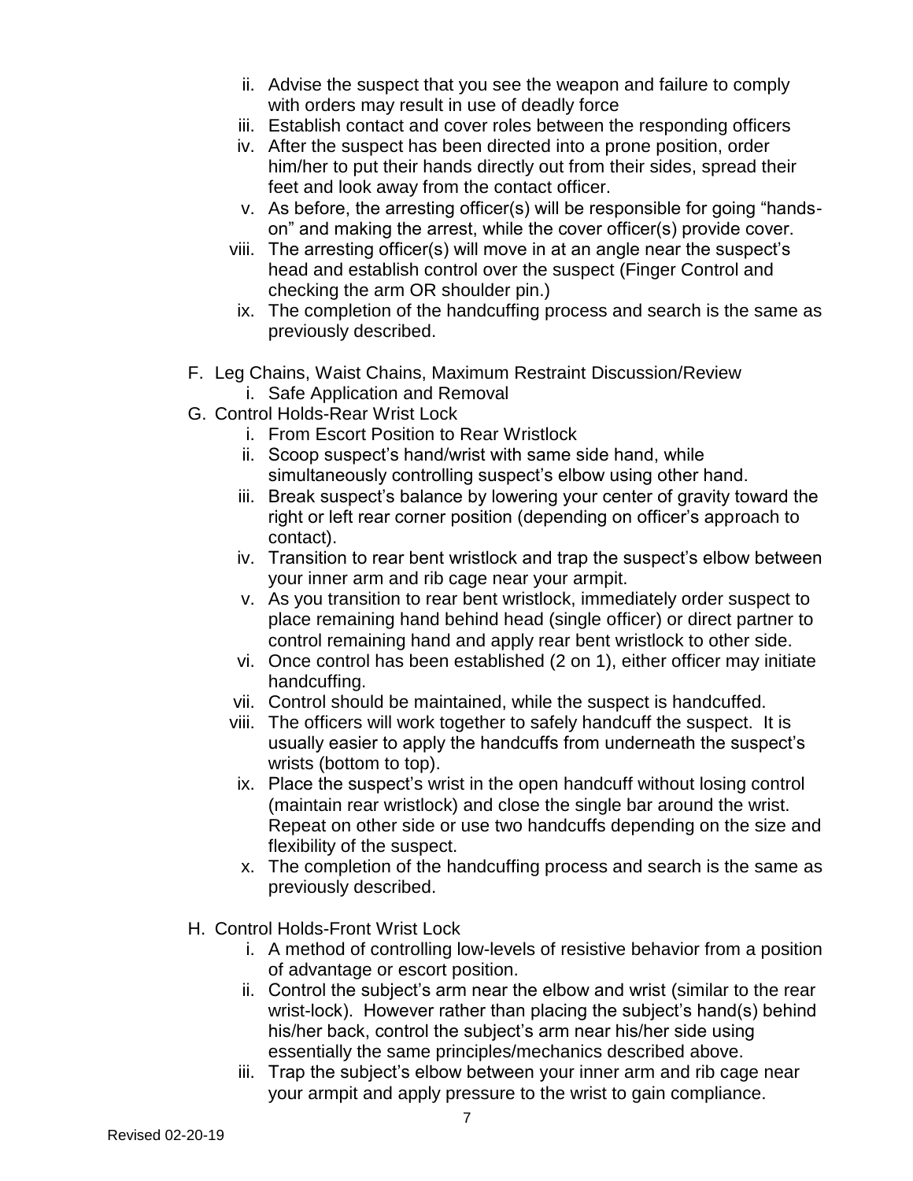ii. Advise the suspect that you see the weapon and failure to comply with orders may result in use of deadly force
iii. Establish contact and cover roles between the responding officers
iv. After the suspect has been directed into a prone position, order him/her to put their hands directly out from their sides, spread their feet and look away from the contact officer.
v. As before, the arresting officer(s) will be responsible for going "hands-on" and making the arrest, while the cover officer(s) provide cover.
viii. The arresting officer(s) will move in at an angle near the suspect's head and establish control over the suspect (Finger Control and checking the arm OR shoulder pin.)
ix. The completion of the handcuffing process and search is the same as previously described.

F. Leg Chains, Waist Chains, Maximum Restraint Discussion/Review
   i. Safe Application and Removal

G. Control Holds-Rear Wrist Lock
   i. From Escort Position to Rear Wristlock
   ii. Scoop suspect's hand/wrist with same side hand, while simultaneously controlling suspect's elbow using other hand.
   iii. Break suspect's balance by lowering your center of gravity toward the right or left rear corner position (depending on officer's approach to contact).
   iv. Transition to rear bent wristlock and trap the suspect's elbow between your inner arm and rib cage near your armpit.
   v. As you transition to rear bent wristlock, immediately order suspect to place remaining hand behind head (single officer) or direct partner to control remaining hand and apply rear bent wristlock to other side.
   vi. Once control has been established (2 on 1), either officer may initiate handcuffing.
   vii. Control should be maintained, while the suspect is handcuffed.
   viii. The officers will work together to safely handcuff the suspect. It is usually easier to apply the handcuffs from underneath the suspect's wrists (bottom to top).
   ix. Place the suspect's wrist in the open handcuff without losing control (maintain rear wristlock) and close the single bar around the wrist. Repeat on other side or use two handcuffs depending on the size and flexibility of the suspect.
   x. The completion of the handcuffing process and search is the same as previously described.

H. Control Holds-Front Wrist Lock
   i. A method of controlling low-levels of resistive behavior from a position of advantage or escort position.
   ii. Control the subject's arm near the elbow and wrist (similar to the rear wrist-lock). However rather than placing the subject's hand(s) behind his/her back, control the subject's arm near his/her side using essentially the same principles/mechanics described above.
   iii. Trap the subject's elbow between your inner arm and rib cage near your armpit and apply pressure to the wrist to gain compliance.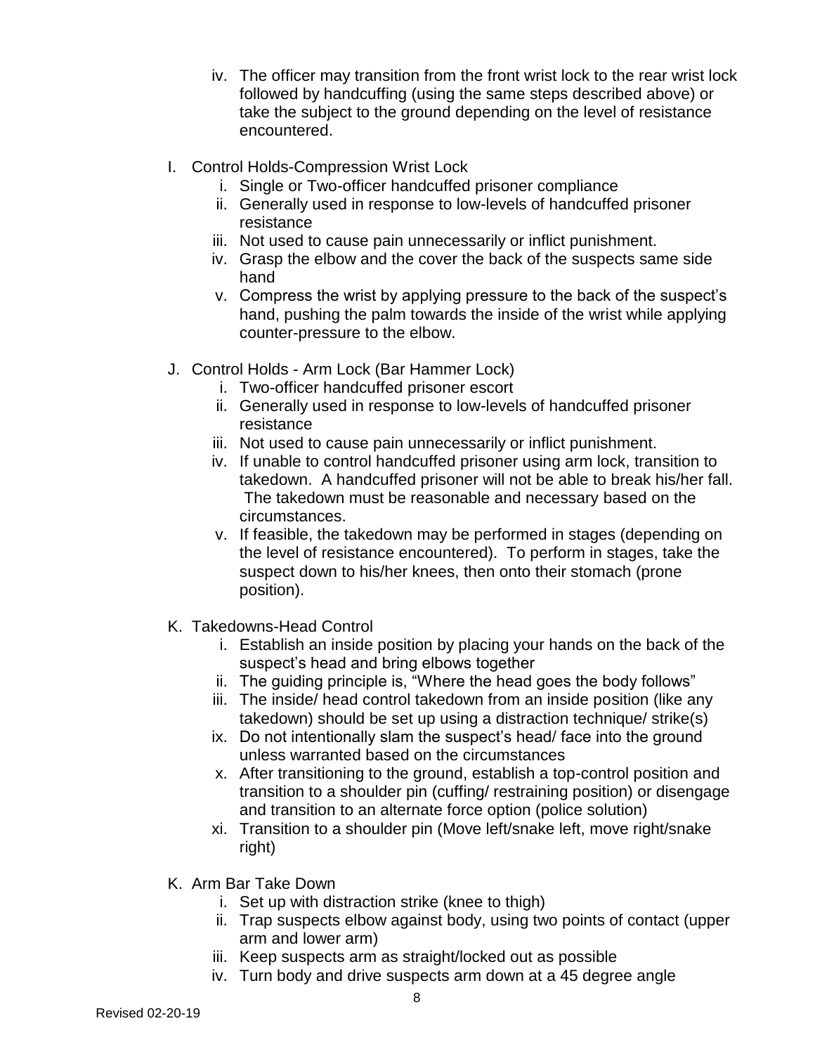iv. The officer may transition from the front wrist lock to the rear wrist lock followed by handcuffing (using the same steps described above) or take the subject to the ground depending on the level of resistance encountered.

I. Control Holds-Compression Wrist Lock
   i. Single or Two-officer handcuffed prisoner compliance
   ii. Generally used in response to low-levels of handcuffed prisoner resistance
   iii. Not used to cause pain unnecessarily or inflict punishment.
   iv. Grasp the elbow and the cover the back of the suspects same side hand
   v. Compress the wrist by applying pressure to the back of the suspect's hand, pushing the palm towards the inside of the wrist while applying counter-pressure to the elbow.

J. Control Holds - Arm Lock (Bar Hammer Lock)
   i. Two-officer handcuffed prisoner escort
   ii. Generally used in response to low-levels of handcuffed prisoner resistance
   iii. Not used to cause pain unnecessarily or inflict punishment.
   iv. If unable to control handcuffed prisoner using arm lock, transition to takedown. A handcuffed prisoner will not be able to break his/her fall. The takedown must be reasonable and necessary based on the circumstances.
   v. If feasible, the takedown may be performed in stages (depending on the level of resistance encountered). To perform in stages, take the suspect down to his/her knees, then onto their stomach (prone position).

K. Takedowns-Head Control
   i. Establish an inside position by placing your hands on the back of the suspect's head and bring elbows together
   ii. The guiding principle is, "Where the head goes the body follows"
   iii. The inside/ head control takedown from an inside position (like any takedown) should be set up using a distraction technique/ strike(s)
   ix. Do not intentionally slam the suspect's head/ face into the ground unless warranted based on the circumstances
   x. After transitioning to the ground, establish a top-control position and transition to a shoulder pin (cuffing/ restraining position) or disengage and transition to an alternate force option (police solution)
   xi. Transition to a shoulder pin (Move left/snake left, move right/snake right)

K. Arm Bar Take Down
   i. Set up with distraction strike (knee to thigh)
   ii. Trap suspects elbow against body, using two points of contact (upper arm and lower arm)
   iii. Keep suspects arm as straight/locked out as possible
   iv. Turn body and drive suspects arm down at a 45 degree angle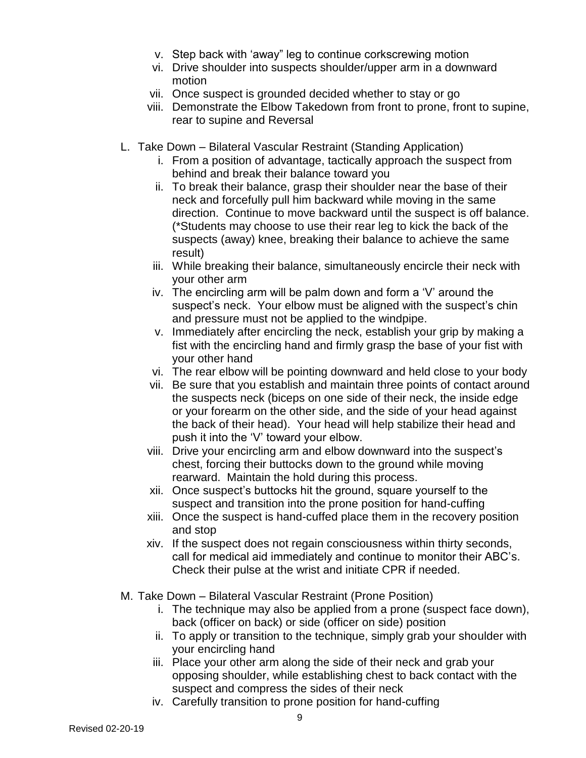v. Step back with 'away" leg to continue corkscrewing motion
vi. Drive shoulder into suspects shoulder/upper arm in a downward motion
vii. Once suspect is grounded decided whether to stay or go
viii. Demonstrate the Elbow Takedown from front to prone, front to supine, rear to supine and Reversal

L. Take Down – Bilateral Vascular Restraint (Standing Application)
   i. From a position of advantage, tactically approach the suspect from behind and break their balance toward you
   ii. To break their balance, grasp their shoulder near the base of their neck and forcefully pull him backward while moving in the same direction. Continue to move backward until the suspect is off balance. (*Students may choose to use their rear leg to kick the back of the suspects (away) knee, breaking their balance to achieve the same result)
   iii. While breaking their balance, simultaneously encircle their neck with your other arm
   iv. The encircling arm will be palm down and form a 'V' around the suspect's neck. Your elbow must be aligned with the suspect's chin and pressure must not be applied to the windpipe.
   v. Immediately after encircling the neck, establish your grip by making a fist with the encircling hand and firmly grasp the base of your fist with your other hand
   vi. The rear elbow will be pointing downward and held close to your body
   vii. Be sure that you establish and maintain three points of contact around the suspects neck (biceps on one side of their neck, the inside edge or your forearm on the other side, and the side of your head against the back of their head). Your head will help stabilize their head and push it into the 'V' toward your elbow.
   viii. Drive your encircling arm and elbow downward into the suspect's chest, forcing their buttocks down to the ground while moving rearward. Maintain the hold during this process.
   xii. Once suspect's buttocks hit the ground, square yourself to the suspect and transition into the prone position for hand-cuffing
   xiii. Once the suspect is hand-cuffed place them in the recovery position and stop
   xiv. If the suspect does not regain consciousness within thirty seconds, call for medical aid immediately and continue to monitor their ABC's. Check their pulse at the wrist and initiate CPR if needed.

M. Take Down – Bilateral Vascular Restraint (Prone Position)
   i. The technique may also be applied from a prone (suspect face down), back (officer on back) or side (officer on side) position
   ii. To apply or transition to the technique, simply grab your shoulder with your encircling hand
   iii. Place your other arm along the side of their neck and grab your opposing shoulder, while establishing chest to back contact with the suspect and compress the sides of their neck
   iv. Carefully transition to prone position for hand-cuffing

Revised 02-20-19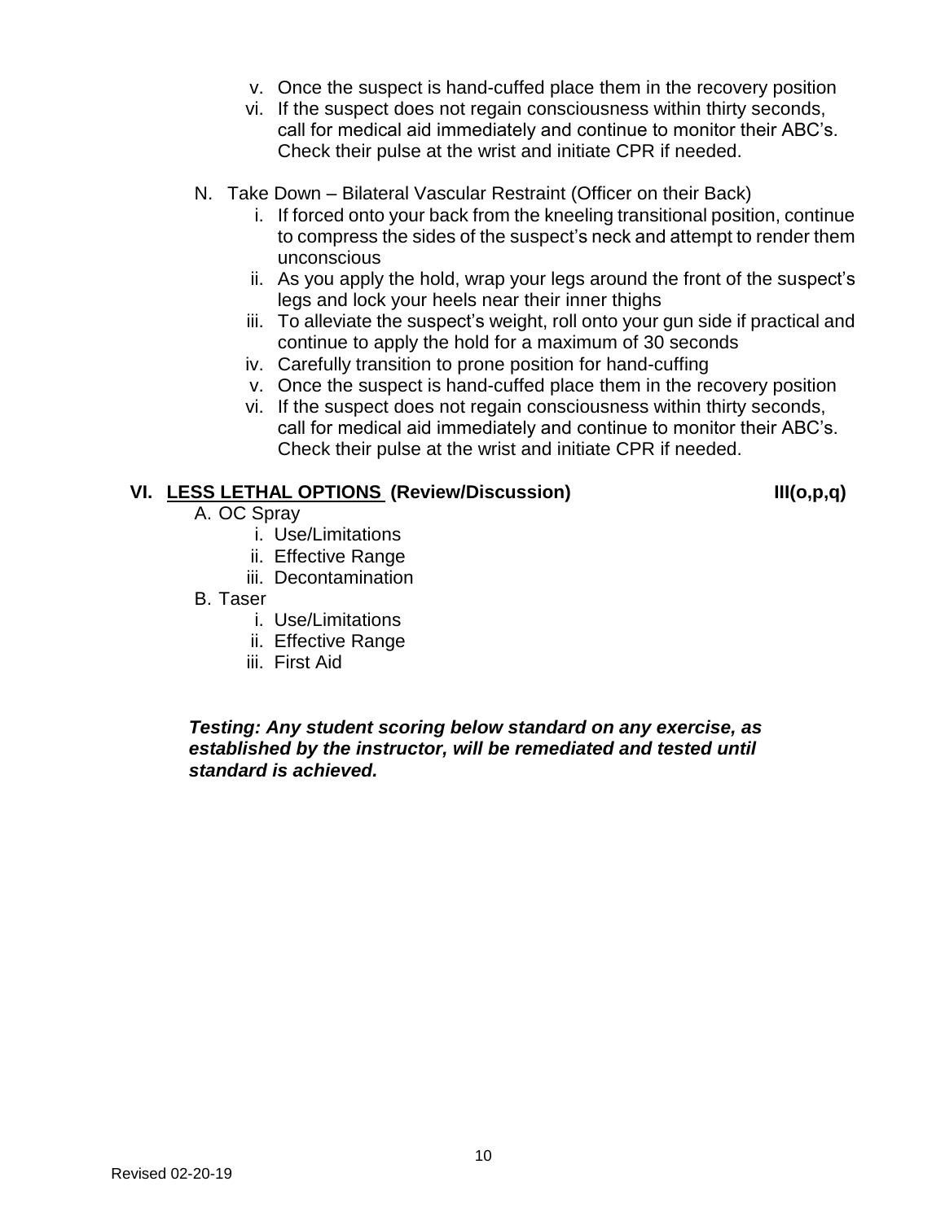v. Once the suspect is hand-cuffed place them in the recovery position
vi. If the suspect does not regain consciousness within thirty seconds, call for medical aid immediately and continue to monitor their ABC's. Check their pulse at the wrist and initiate CPR if needed.

N. Take Down – Bilateral Vascular Restraint (Officer on their Back)

i. If forced onto your back from the kneeling transitional position, continue to compress the sides of the suspect's neck and attempt to render them unconscious
ii. As you apply the hold, wrap your legs around the front of the suspect's legs and lock your heels near their inner thighs
iii. To alleviate the suspect's weight, roll onto your gun side if practical and continue to apply the hold for a maximum of 30 seconds
iv. Carefully transition to prone position for hand-cuffing
v. Once the suspect is hand-cuffed place them in the recovery position
vi. If the suspect does not regain consciousness within thirty seconds, call for medical aid immediately and continue to monitor their ABC's. Check their pulse at the wrist and initiate CPR if needed.

## VI. <u>LESS LETHAL OPTIONS</u> (Review/Discussion) III(o,p,q)

A. OC Spray

i. Use/Limitations
ii. Effective Range
iii. Decontamination

B. Taser

i. Use/Limitations
ii. Effective Range
iii. First Aid

***Testing: Any student scoring below standard on any exercise, as established by the instructor, will be remediated and tested until standard is achieved.***

Revised 02-20-19